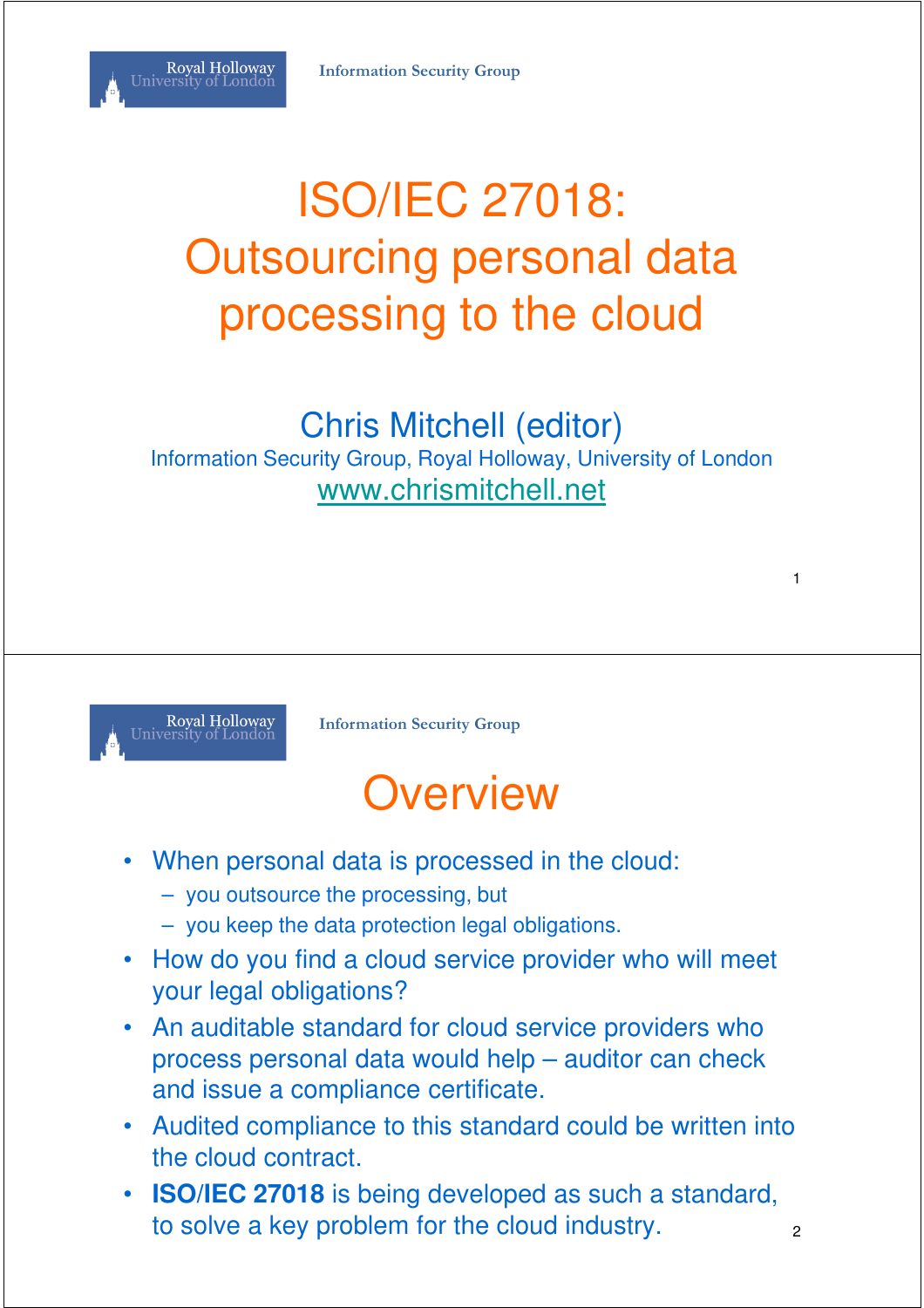# ISO/IEC 27018: Outsourcing personal data processing to the cloud

Chris Mitchell (editor)

Information Security Group, Royal Holloway, University of London

www.chrismitchell.net

## Overview

- When personal data is processed in the cloud:
  - you outsource the processing, but
  - you keep the data protection legal obligations.
- How do you find a cloud service provider who will meet your legal obligations?
- An auditable standard for cloud service providers who process personal data would help – auditor can check and issue a compliance certificate.
- Audited compliance to this standard could be written into the cloud contract.
- **ISO/IEC 27018** is being developed as such a standard, to solve a key problem for the cloud industry.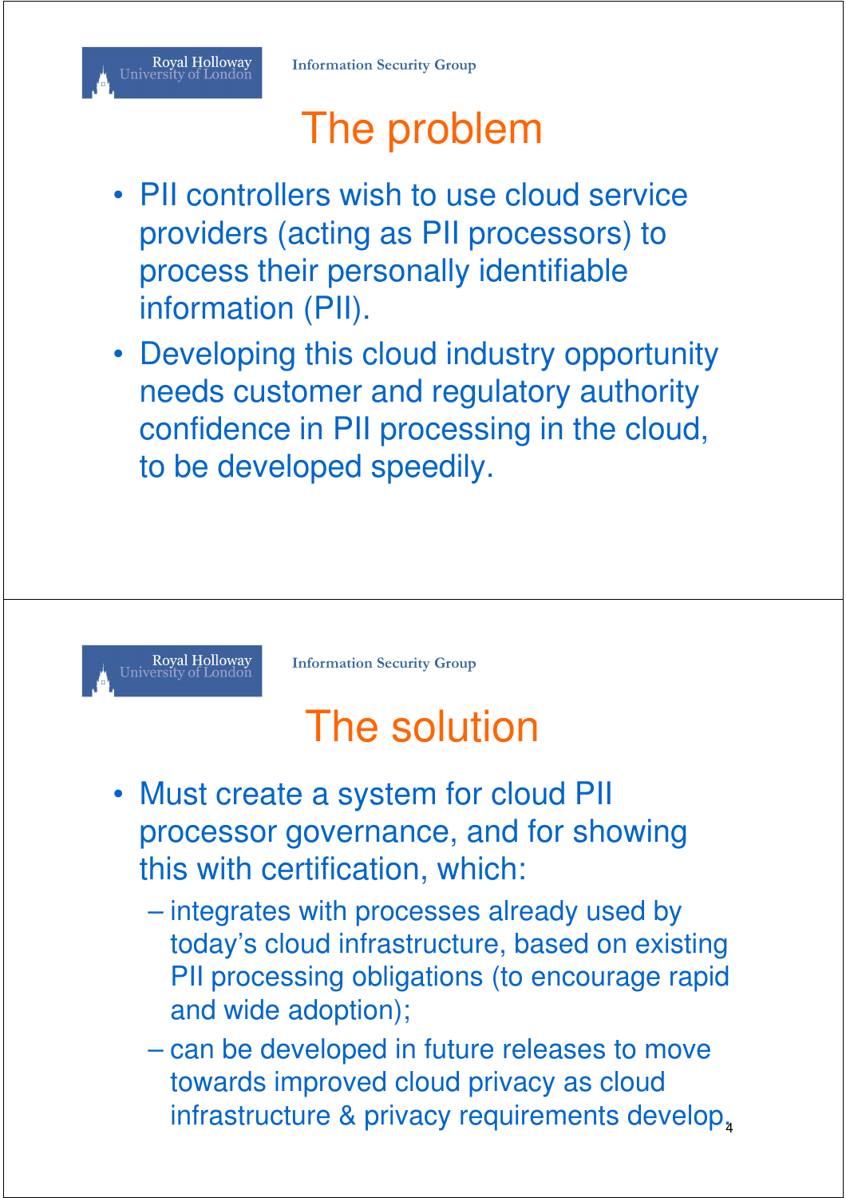# The problem

- PII controllers wish to use cloud service providers (acting as PII processors) to process their personally identifiable information (PII).
- Developing this cloud industry opportunity needs customer and regulatory authority confidence in PII processing in the cloud, to be developed speedily.

# The solution

- Must create a system for cloud PII processor governance, and for showing this with certification, which:
  - integrates with processes already used by today's cloud infrastructure, based on existing PII processing obligations (to encourage rapid and wide adoption);
  - can be developed in future releases to move towards improved cloud privacy as cloud infrastructure & privacy requirements develop.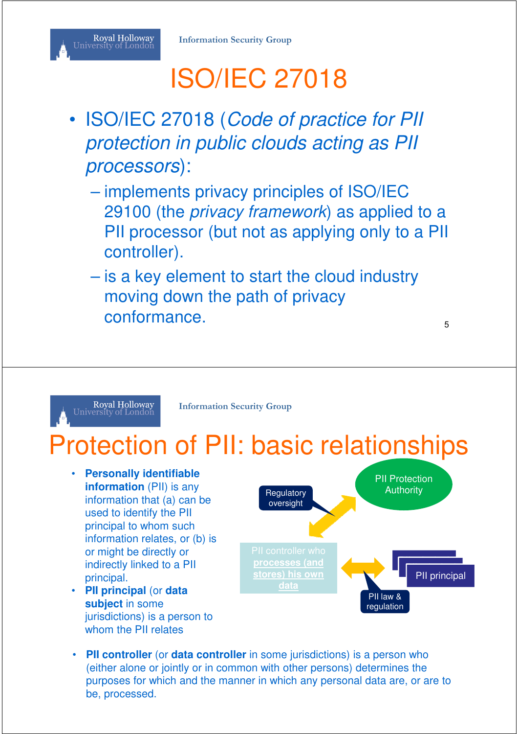# ISO/IEC 27018

- ISO/IEC 27018 (*Code of practice for PII protection in public clouds acting as PII processors*):
  - implements privacy principles of ISO/IEC 29100 (the *privacy framework*) as applied to a PII processor (but not as applying only to a PII controller).
  - is a key element to start the cloud industry moving down the path of privacy conformance.

# Protection of PII: basic relationships

- **Personally identifiable information** (PII) is any information that (a) can be used to identify the PII principal to whom such information relates, or (b) is or might be directly or indirectly linked to a PII principal.
- **PII principal** (or **data subject** in some jurisdictions) is a person to whom the PII relates

PII Protection Authority

Regulatory oversight

PII controller who **processes (and stores) his own data**

PII principal

PII law & regulation

- **PII controller** (or **data controller** in some jurisdictions) is a person who (either alone or jointly or in common with other persons) determines the purposes for which and the manner in which any personal data are, or are to be, processed.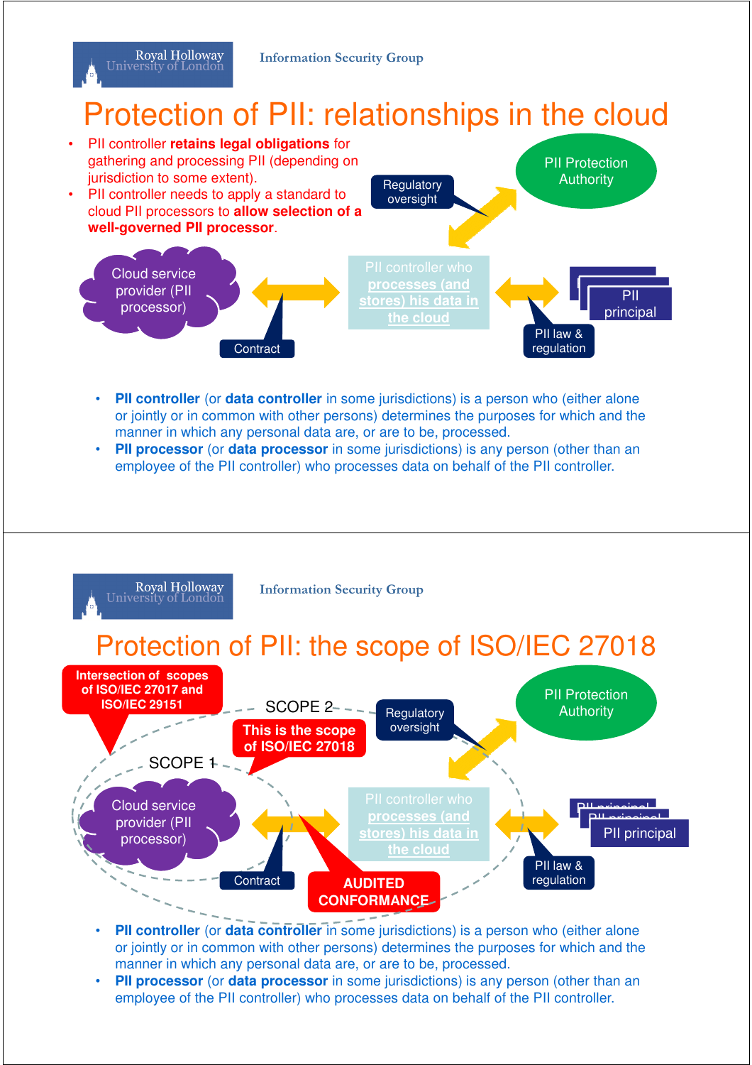# Protection of PII: relationships in the cloud

- PII controller **retains legal obligations** for gathering and processing PII (depending on jurisdiction to some extent).
- PII controller needs to apply a standard to cloud PII processors to **allow selection of a well-governed PII processor**.

Regulatory oversight

PII Protection Authority

Cloud service provider (PII processor)

Contract

PII controller who processes (and stores) his data in the cloud

PII law & regulation

PII principal

- **PII controller** (or **data controller** in some jurisdictions) is a person who (either alone or jointly or in common with other persons) determines the purposes for which and the manner in which any personal data are, or are to be, processed.
- **PII processor** (or **data processor** in some jurisdictions) is any person (other than an employee of the PII controller) who processes data on behalf of the PII controller.

# Protection of PII: the scope of ISO/IEC 27018

Intersection of scopes of ISO/IEC 27017 and ISO/IEC 29151

SCOPE 2

This is the scope of ISO/IEC 27018

SCOPE 1

Regulatory oversight

PII Protection Authority

Cloud service provider (PII processor)

Contract

AUDITED CONFORMANCE

PII controller who processes (and stores) his data in the cloud

PII law & regulation

PII principal

- **PII controller** (or **data controller** in some jurisdictions) is a person who (either alone or jointly or in common with other persons) determines the purposes for which and the manner in which any personal data are, or are to be, processed.
- **PII processor** (or **data processor** in some jurisdictions) is any person (other than an employee of the PII controller) who processes data on behalf of the PII controller.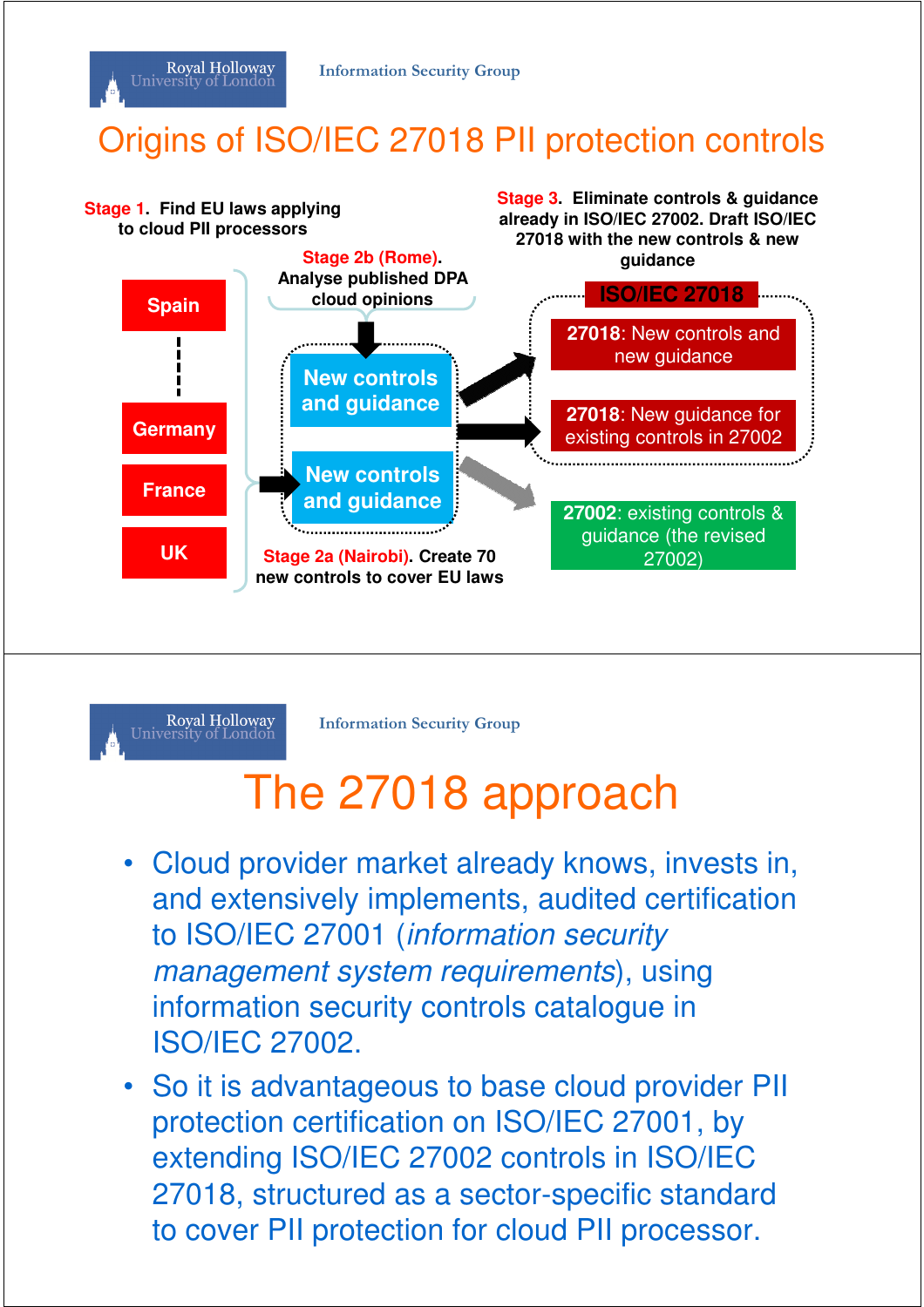## Origins of ISO/IEC 27018 PII protection controls

**Stage 1.** Find EU laws applying to cloud PII processors

- Spain
- Germany
- France
- UK

**Stage 2a (Nairobi).** Create 70 new controls to cover EU laws

**Stage 2b (Rome).** Analyse published DPA cloud opinions

New controls and guidance

New controls and guidance

**Stage 3.** Eliminate controls & guidance already in ISO/IEC 27002. Draft ISO/IEC 27018 with the new controls & new guidance

**ISO/IEC 27018**

- **27018**: New controls and new guidance
- **27018**: New guidance for existing controls in 27002

**27002**: existing controls & guidance (the revised 27002)

## The 27018 approach

- Cloud provider market already knows, invests in, and extensively implements, audited certification to ISO/IEC 27001 (*information security management system requirements*), using information security controls catalogue in ISO/IEC 27002.
- So it is advantageous to base cloud provider PII protection certification on ISO/IEC 27001, by extending ISO/IEC 27002 controls in ISO/IEC 27018, structured as a sector-specific standard to cover PII protection for cloud PII processor.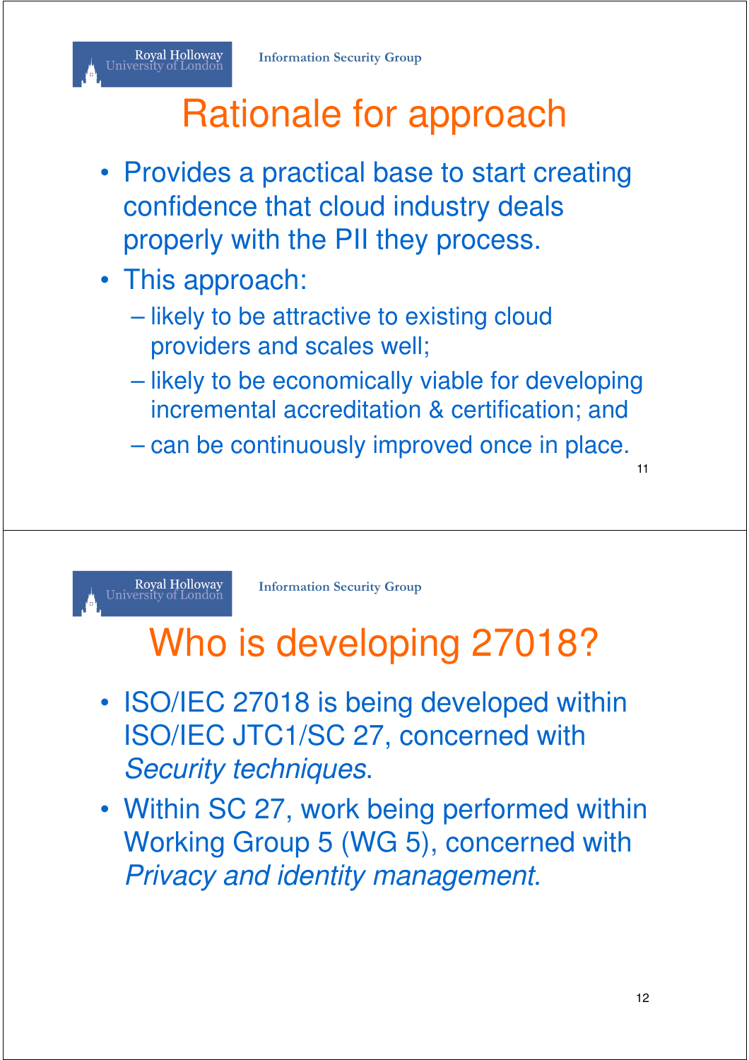# Rationale for approach

- Provides a practical base to start creating confidence that cloud industry deals properly with the PII they process.
- This approach:
  - likely to be attractive to existing cloud providers and scales well;
  - likely to be economically viable for developing incremental accreditation & certification; and
  - can be continuously improved once in place.

# Who is developing 27018?

- ISO/IEC 27018 is being developed within ISO/IEC JTC1/SC 27, concerned with *Security techniques*.
- Within SC 27, work being performed within Working Group 5 (WG 5), concerned with *Privacy and identity management*.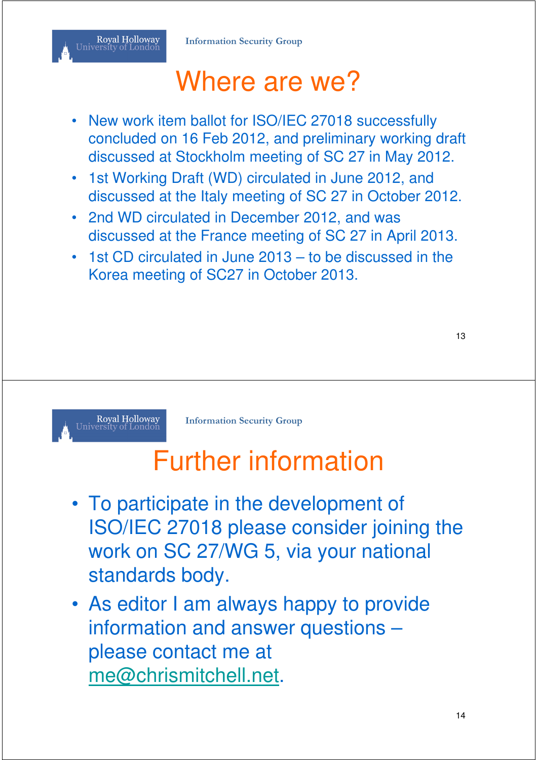# Where are we?

- New work item ballot for ISO/IEC 27018 successfully concluded on 16 Feb 2012, and preliminary working draft discussed at Stockholm meeting of SC 27 in May 2012.
- 1st Working Draft (WD) circulated in June 2012, and discussed at the Italy meeting of SC 27 in October 2012.
- 2nd WD circulated in December 2012, and was discussed at the France meeting of SC 27 in April 2013.
- 1st CD circulated in June 2013 – to be discussed in the Korea meeting of SC27 in October 2013.

# Further information

- To participate in the development of ISO/IEC 27018 please consider joining the work on SC 27/WG 5, via your national standards body.
- As editor I am always happy to provide information and answer questions – please contact me at me@chrismitchell.net.